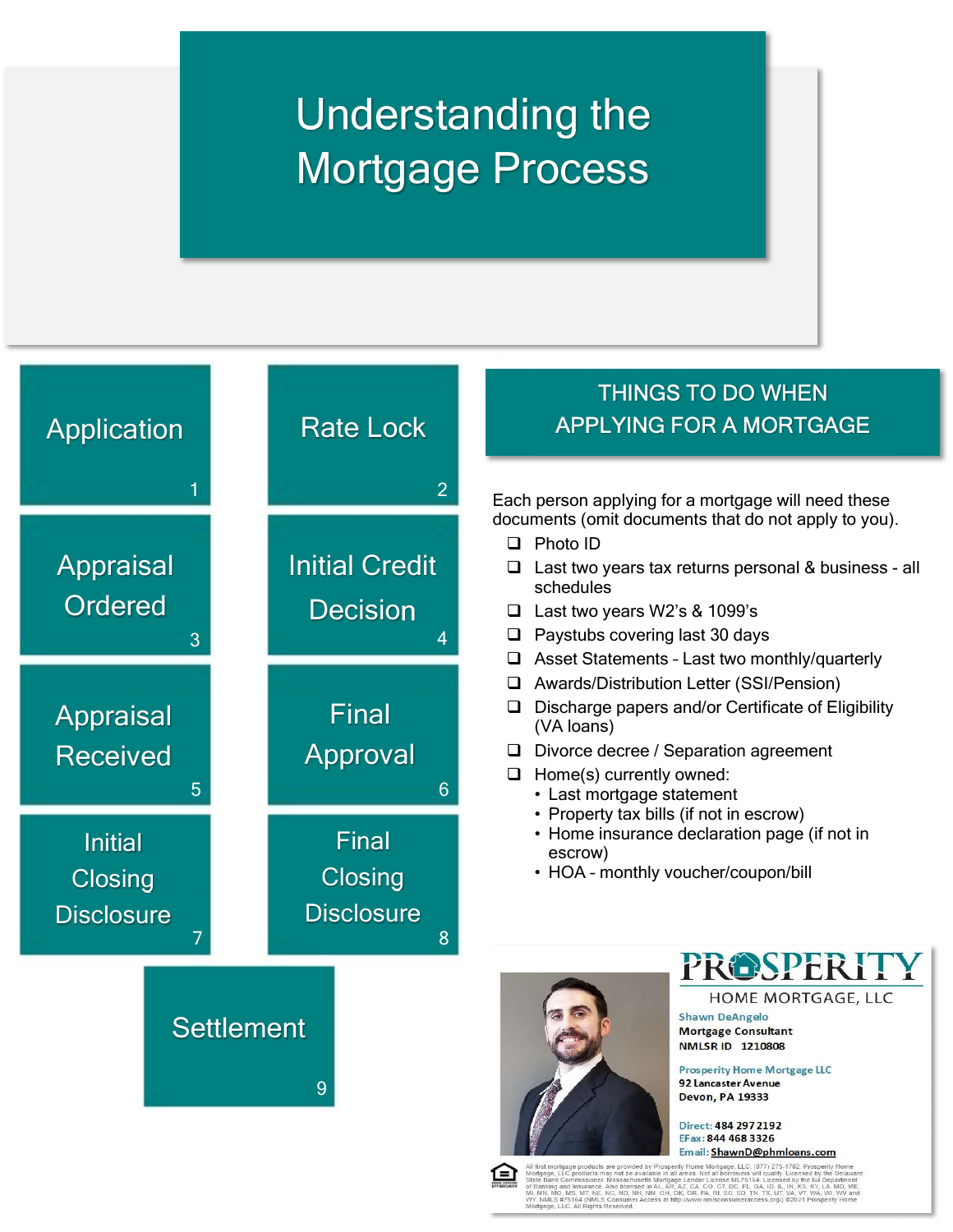# Understanding the Mortgage Process

1. Application
2. Rate Lock
3. Appraisal Ordered
4. Initial Credit Decision
5. Appraisal Received
6. Final Approval
7. Initial Closing Disclosure
8. Final Closing Disclosure
9. Settlement

## THINGS TO DO WHEN APPLYING FOR A MORTGAGE

Each person applying for a mortgage will need these documents (omit documents that do not apply to you).

- ❑ Photo ID
- ❑ Last two years tax returns personal & business - all schedules
- ❑ Last two years W2's & 1099's
- ❑ Paystubs covering last 30 days
- ❑ Asset Statements – Last two monthly/quarterly
- ❑ Awards/Distribution Letter (SSI/Pension)
- ❑ Discharge papers and/or Certificate of Eligibility (VA loans)
- ❑ Divorce decree / Separation agreement
- ❑ Home(s) currently owned:
  - Last mortgage statement
  - Property tax bills (if not in escrow)
  - Home insurance declaration page (if not in escrow)
  - HOA – monthly voucher/coupon/bill

**PROSPERITY**
HOME MORTGAGE, LLC

Shawn DeAngelo
Mortgage Consultant
NMLSR ID 1210808

Prosperity Home Mortgage LLC
92 Lancaster Avenue
Devon, PA 19333

Direct: 484 297 2192
EFax: 844 468 3326
Email: ShawnD@phmloans.com

All first mortgage products are provided by Prosperity Home Mortgage, LLC. (877) 275-1762. Prosperity Home Mortgage, LLC products may not be available in all areas. Not all borrowers will qualify. Licensed by the Delaware State Bank Commissioner. Massachusetts Mortgage Lender License ML75164. Licensed by the NJ Department of Banking and Insurance. Also licensed in AL, AR, AZ, CA, CO, CT, DC, FL, GA, ID, IL, IN, KS, KY, LA, MD, ME, MI, MN, MO, MS, MT, NE, NC, ND, NH, NM, OH, OK, OR, PA, RI, SC, SD, TN, TX, UT, VA, VT, WA, WI, WV and WY. NMLS #75164 (NMLS Consumer Access at http://www.nmlsconsumeraccess.org/) ©2021 Prosperity Home Mortgage, LLC. All Rights Reserved.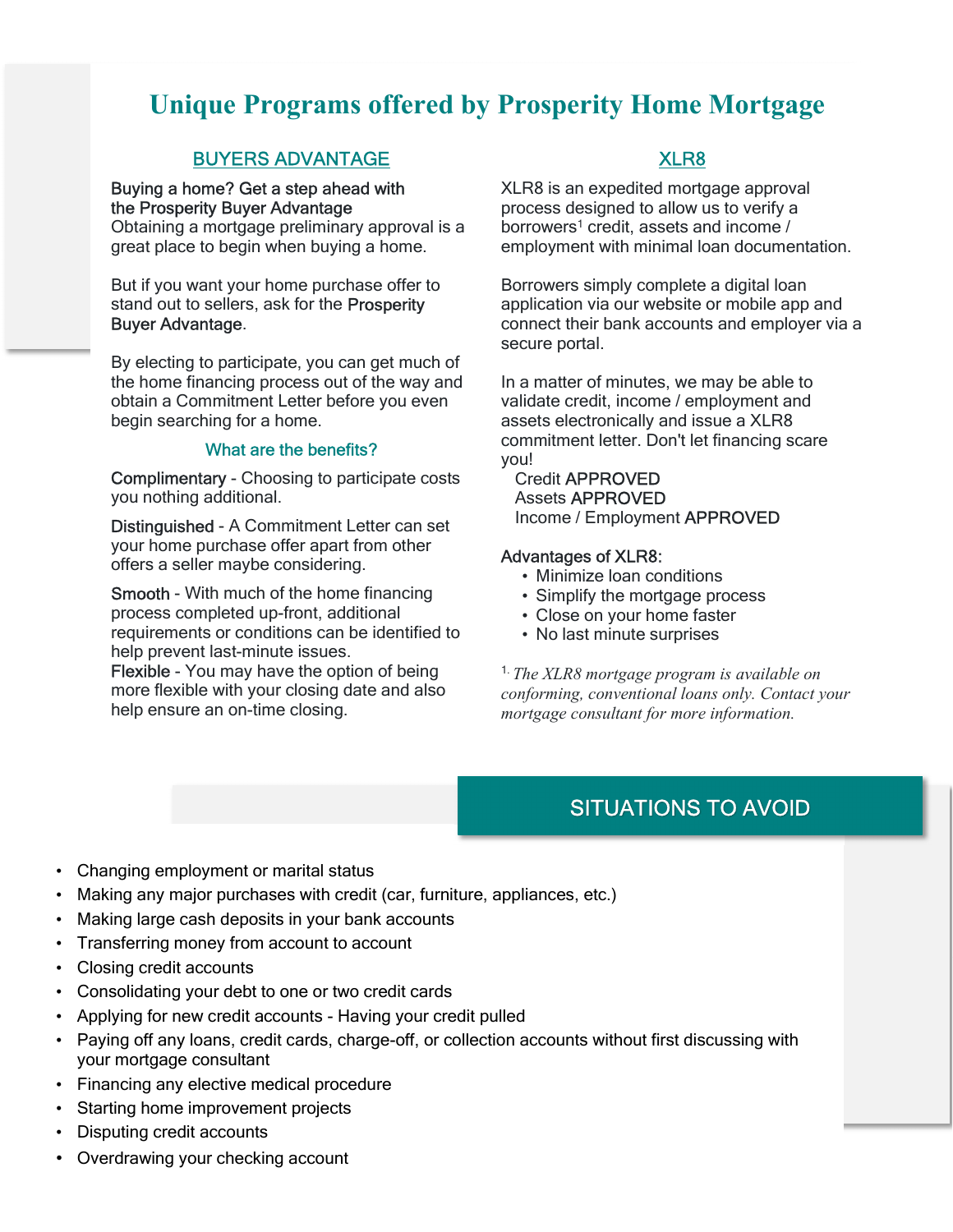# Unique Programs offered by Prosperity Home Mortgage

## BUYERS ADVANTAGE

**Buying a home? Get a step ahead with the Prosperity Buyer Advantage**
Obtaining a mortgage preliminary approval is a great place to begin when buying a home.

But if you want your home purchase offer to stand out to sellers, ask for the **Prosperity Buyer Advantage**.

By electing to participate, you can get much of the home financing process out of the way and obtain a Commitment Letter before you even begin searching for a home.

### What are the benefits?

**Complimentary** - Choosing to participate costs you nothing additional.

**Distinguished** - A Commitment Letter can set your home purchase offer apart from other offers a seller maybe considering.

**Smooth** - With much of the home financing process completed up-front, additional requirements or conditions can be identified to help prevent last-minute issues.
**Flexible** - You may have the option of being more flexible with your closing date and also help ensure an on-time closing.

## XLR8

XLR8 is an expedited mortgage approval process designed to allow us to verify a borrowers[1] credit, assets and income / employment with minimal loan documentation.

Borrowers simply complete a digital loan application via our website or mobile app and connect their bank accounts and employer via a secure portal.

In a matter of minutes, we may be able to validate credit, income / employment and assets electronically and issue a XLR8 commitment letter. Don't let financing scare you!

Credit **APPROVED**
Assets **APPROVED**
Income / Employment **APPROVED**

**Advantages of XLR8:**

- Minimize loan conditions
- Simplify the mortgage process
- Close on your home faster
- No last minute surprises

*[1] The XLR8 mortgage program is available on conforming, conventional loans only. Contact your mortgage consultant for more information.*

## SITUATIONS TO AVOID

- Changing employment or marital status
- Making any major purchases with credit (car, furniture, appliances, etc.)
- Making large cash deposits in your bank accounts
- Transferring money from account to account
- Closing credit accounts
- Consolidating your debt to one or two credit cards
- Applying for new credit accounts - Having your credit pulled
- Paying off any loans, credit cards, charge-off, or collection accounts without first discussing with your mortgage consultant
- Financing any elective medical procedure
- Starting home improvement projects
- Disputing credit accounts
- Overdrawing your checking account